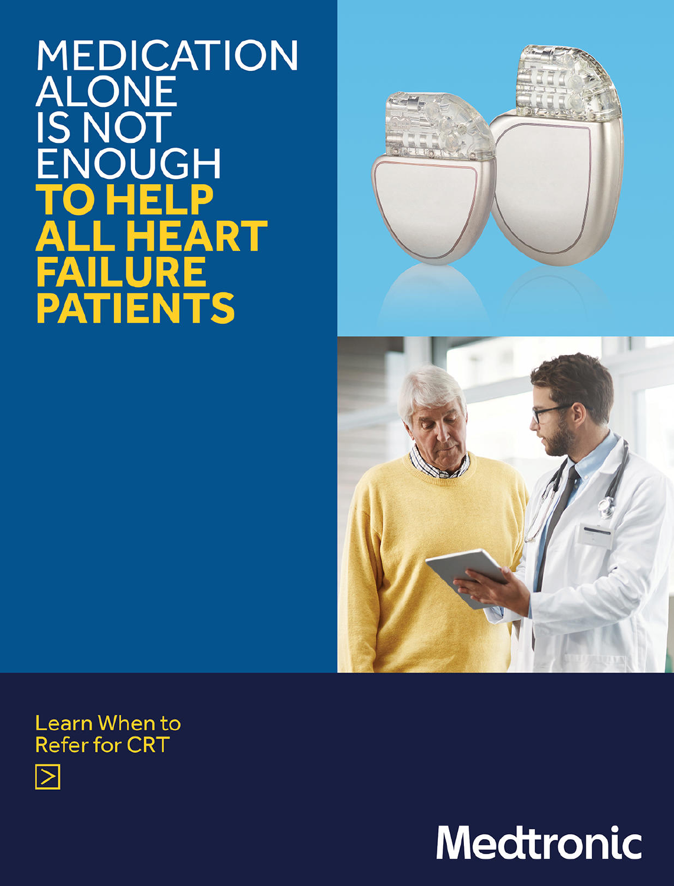# MEDICATION ALONE IS NOT ENOUGH **TO HELP ALL HEART FAILURE PATIENTS**

Learn When to Refer for CRT

Medtronic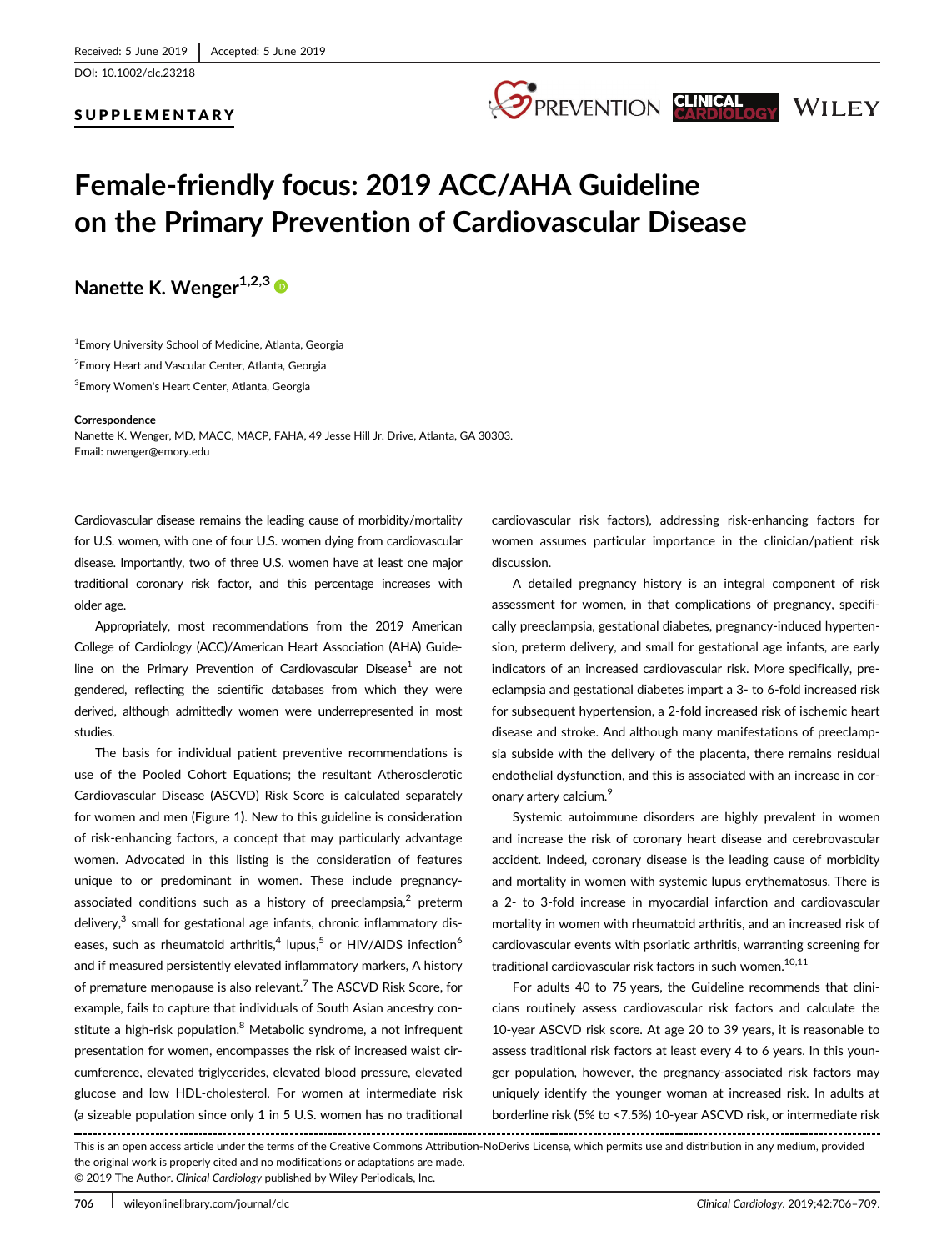Received: 5 June 2019 | Accepted: 5 June 2019

DOI: 10.1002/clc.23218

**SUPPLEMENTARY**

# Female-friendly focus: 2019 ACC/AHA Guideline on the Primary Prevention of Cardiovascular Disease

**Nanette K. Wenger**[1,2,3]

[1]Emory University School of Medicine, Atlanta, Georgia

[2]Emory Heart and Vascular Center, Atlanta, Georgia

[3]Emory Women's Heart Center, Atlanta, Georgia

**Correspondence**

Nanette K. Wenger, MD, MACC, MACP, FAHA, 49 Jesse Hill Jr. Drive, Atlanta, GA 30303.
Email: nwenger@emory.edu

Cardiovascular disease remains the leading cause of morbidity/mortality for U.S. women, with one of four U.S. women dying from cardiovascular disease. Importantly, two of three U.S. women have at least one major traditional coronary risk factor, and this percentage increases with older age.

Appropriately, most recommendations from the 2019 American College of Cardiology (ACC)/American Heart Association (AHA) Guideline on the Primary Prevention of Cardiovascular Disease[1] are not gendered, reflecting the scientific databases from which they were derived, although admittedly women were underrepresented in most studies.

The basis for individual patient preventive recommendations is use of the Pooled Cohort Equations; the resultant Atherosclerotic Cardiovascular Disease (ASCVD) Risk Score is calculated separately for women and men (Figure 1). New to this guideline is consideration of risk-enhancing factors, a concept that may particularly advantage women. Advocated in this listing is the consideration of features unique to or predominant in women. These include pregnancy-associated conditions such as a history of preeclampsia,[2] preterm delivery,[3] small for gestational age infants, chronic inflammatory diseases, such as rheumatoid arthritis,[4] lupus,[5] or HIV/AIDS infection[6] and if measured persistently elevated inflammatory markers, A history of premature menopause is also relevant.[7] The ASCVD Risk Score, for example, fails to capture that individuals of South Asian ancestry constitute a high-risk population.[8] Metabolic syndrome, a not infrequent presentation for women, encompasses the risk of increased waist circumference, elevated triglycerides, elevated blood pressure, elevated glucose and low HDL-cholesterol. For women at intermediate risk (a sizeable population since only 1 in 5 U.S. women has no traditional cardiovascular risk factors), addressing risk-enhancing factors for women assumes particular importance in the clinician/patient risk discussion.

A detailed pregnancy history is an integral component of risk assessment for women, in that complications of pregnancy, specifically preeclampsia, gestational diabetes, pregnancy-induced hypertension, preterm delivery, and small for gestational age infants, are early indicators of an increased cardiovascular risk. More specifically, preeclampsia and gestational diabetes impart a 3- to 6-fold increased risk for subsequent hypertension, a 2-fold increased risk of ischemic heart disease and stroke. And although many manifestations of preeclampsia subside with the delivery of the placenta, there remains residual endothelial dysfunction, and this is associated with an increase in coronary artery calcium.[9]

Systemic autoimmune disorders are highly prevalent in women and increase the risk of coronary heart disease and cerebrovascular accident. Indeed, coronary disease is the leading cause of morbidity and mortality in women with systemic lupus erythematosus. There is a 2- to 3-fold increase in myocardial infarction and cardiovascular mortality in women with rheumatoid arthritis, and an increased risk of cardiovascular events with psoriatic arthritis, warranting screening for traditional cardiovascular risk factors in such women.[10,11]

For adults 40 to 75 years, the Guideline recommends that clinicians routinely assess cardiovascular risk factors and calculate the 10-year ASCVD risk score. At age 20 to 39 years, it is reasonable to assess traditional risk factors at least every 4 to 6 years. In this younger population, however, the pregnancy-associated risk factors may uniquely identify the younger woman at increased risk. In adults at borderline risk (5% to <7.5%) 10-year ASCVD risk, or intermediate risk

This is an open access article under the terms of the Creative Commons Attribution-NoDerivs License, which permits use and distribution in any medium, provided the original work is properly cited and no modifications or adaptations are made.
© 2019 The Author. *Clinical Cardiology* published by Wiley Periodicals, Inc.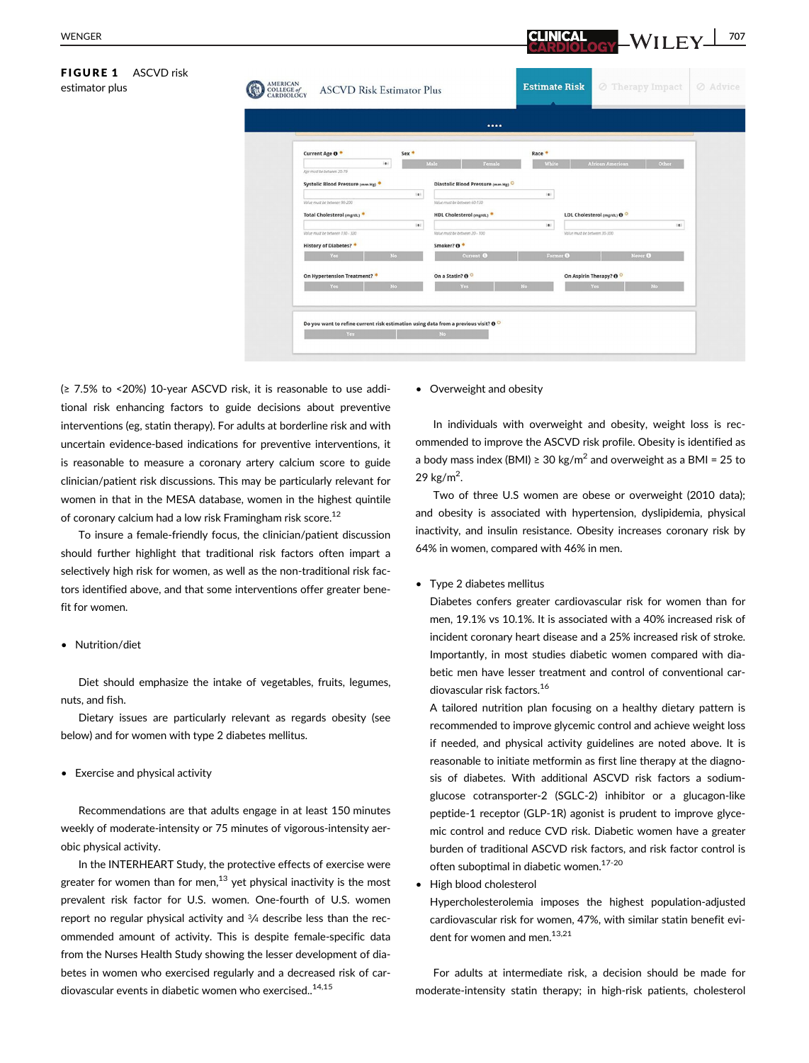**FIGURE 1** ASCVD risk estimator plus

(≥ 7.5% to <20%) 10-year ASCVD risk, it is reasonable to use additional risk enhancing factors to guide decisions about preventive interventions (eg, statin therapy). For adults at borderline risk and with uncertain evidence-based indications for preventive interventions, it is reasonable to measure a coronary artery calcium score to guide clinician/patient risk discussions. This may be particularly relevant for women in that in the MESA database, women in the highest quintile of coronary calcium had a low risk Framingham risk score.[12]

To insure a female-friendly focus, the clinician/patient discussion should further highlight that traditional risk factors often impart a selectively high risk for women, as well as the non-traditional risk factors identified above, and that some interventions offer greater benefit for women.

- Nutrition/diet

Diet should emphasize the intake of vegetables, fruits, legumes, nuts, and fish.

Dietary issues are particularly relevant as regards obesity (see below) and for women with type 2 diabetes mellitus.

- Exercise and physical activity

Recommendations are that adults engage in at least 150 minutes weekly of moderate-intensity or 75 minutes of vigorous-intensity aerobic physical activity.

In the INTERHEART Study, the protective effects of exercise were greater for women than for men,[13] yet physical inactivity is the most prevalent risk factor for U.S. women. One-fourth of U.S. women report no regular physical activity and ¾ describe less than the recommended amount of activity. This is despite female-specific data from the Nurses Health Study showing the lesser development of diabetes in women who exercised regularly and a decreased risk of cardiovascular events in diabetic women who exercised..[14,15]

- Overweight and obesity

In individuals with overweight and obesity, weight loss is recommended to improve the ASCVD risk profile. Obesity is identified as a body mass index (BMI) ≥ 30 kg/m$^2$ and overweight as a BMI = 25 to 29 kg/m$^2$.

Two of three U.S women are obese or overweight (2010 data); and obesity is associated with hypertension, dyslipidemia, physical inactivity, and insulin resistance. Obesity increases coronary risk by 64% in women, compared with 46% in men.

- Type 2 diabetes mellitus

  Diabetes confers greater cardiovascular risk for women than for men, 19.1% vs 10.1%. It is associated with a 40% increased risk of incident coronary heart disease and a 25% increased risk of stroke. Importantly, in most studies diabetic women compared with diabetic men have lesser treatment and control of conventional cardiovascular risk factors.[16]

  A tailored nutrition plan focusing on a healthy dietary pattern is recommended to improve glycemic control and achieve weight loss if needed, and physical activity guidelines are noted above. It is reasonable to initiate metformin as first line therapy at the diagnosis of diabetes. With additional ASCVD risk factors a sodium-glucose cotransporter-2 (SGLC-2) inhibitor or a glucagon-like peptide-1 receptor (GLP-1R) agonist is prudent to improve glycemic control and reduce CVD risk. Diabetic women have a greater burden of traditional ASCVD risk factors, and risk factor control is often suboptimal in diabetic women.[17-20]

- High blood cholesterol

  Hypercholesterolemia imposes the highest population-adjusted cardiovascular risk for women, 47%, with similar statin benefit evident for women and men.[13,21]

For adults at intermediate risk, a decision should be made for moderate-intensity statin therapy; in high-risk patients, cholesterol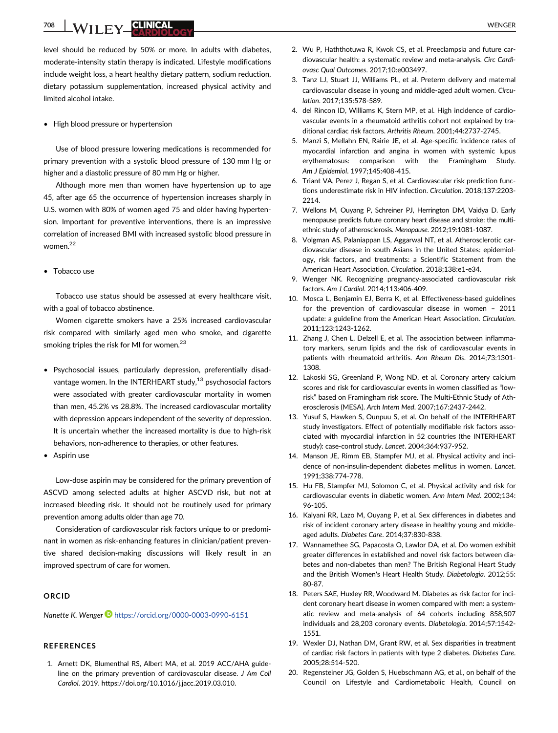level should be reduced by 50% or more. In adults with diabetes, moderate-intensity statin therapy is indicated. Lifestyle modifications include weight loss, a heart healthy dietary pattern, sodium reduction, dietary potassium supplementation, increased physical activity and limited alcohol intake.

- High blood pressure or hypertension

Use of blood pressure lowering medications is recommended for primary prevention with a systolic blood pressure of 130 mm Hg or higher and a diastolic pressure of 80 mm Hg or higher.

Although more men than women have hypertension up to age 45, after age 65 the occurrence of hypertension increases sharply in U.S. women with 80% of women aged 75 and older having hypertension. Important for preventive interventions, there is an impressive correlation of increased BMI with increased systolic blood pressure in women.[22]

- Tobacco use

Tobacco use status should be assessed at every healthcare visit, with a goal of tobacco abstinence.

Women cigarette smokers have a 25% increased cardiovascular risk compared with similarly aged men who smoke, and cigarette smoking triples the risk for MI for women.[23]

- Psychosocial issues, particularly depression, preferentially disadvantage women. In the INTERHEART study,[13] psychosocial factors were associated with greater cardiovascular mortality in women than men, 45.2% vs 28.8%. The increased cardiovascular mortality with depression appears independent of the severity of depression. It is uncertain whether the increased mortality is due to high-risk behaviors, non-adherence to therapies, or other features.
- Aspirin use

Low-dose aspirin may be considered for the primary prevention of ASCVD among selected adults at higher ASCVD risk, but not at increased bleeding risk. It should not be routinely used for primary prevention among adults older than age 70.

Consideration of cardiovascular risk factors unique to or predominant in women as risk-enhancing features in clinician/patient preventive shared decision-making discussions will likely result in an improved spectrum of care for women.

## ORCID

*Nanette K. Wenger* https://orcid.org/0000-0003-0990-6151

## REFERENCES

1. Arnett DK, Blumenthal RS, Albert MA, et al. 2019 ACC/AHA guideline on the primary prevention of cardiovascular disease. *J Am Coll Cardiol*. 2019. https://doi.org/10.1016/j.jacc.2019.03.010.
2. Wu P, Haththotuwa R, Kwok CS, et al. Preeclampsia and future cardiovascular health: a systematic review and meta-analysis. *Circ Cardiovasc Qual Outcomes*. 2017;10:e003497.
3. Tanz LJ, Stuart JJ, Williams PL, et al. Preterm delivery and maternal cardiovascular disease in young and middle-aged adult women. *Circulation*. 2017;135:578-589.
4. del Rincon ID, Williams K, Stern MP, et al. High incidence of cardiovascular events in a rheumatoid arthritis cohort not explained by traditional cardiac risk factors. *Arthritis Rheum*. 2001;44:2737-2745.
5. Manzi S, Mellahn EN, Rairie JE, et al. Age-specific incidence rates of myocardial infarction and angina in women with systemic lupus erythematosus: comparison with the Framingham Study. *Am J Epidemiol*. 1997;145:408-415.
6. Triant VA, Perez J, Regan S, et al. Cardiovascular risk prediction functions underestimate risk in HIV infection. *Circulation*. 2018;137:2203-2214.
7. Wellons M, Ouyang P, Schreiner PJ, Herrington DM, Vaidya D. Early menopause predicts future coronary heart disease and stroke: the multi-ethnic study of atherosclerosis. *Menopause*. 2012;19:1081-1087.
8. Volgman AS, Palaniappan LS, Aggarwal NT, et al. Atherosclerotic cardiovascular disease in south Asians in the United States: epidemiology, risk factors, and treatments: a Scientific Statement from the American Heart Association. *Circulation*. 2018;138:e1-e34.
9. Wenger NK. Recognizing pregnancy-associated cardiovascular risk factors. *Am J Cardiol*. 2014;113:406-409.
10. Mosca L, Benjamin EJ, Berra K, et al. Effectiveness-based guidelines for the prevention of cardiovascular disease in women – 2011 update: a guideline from the American Heart Association. *Circulation*. 2011;123:1243-1262.
11. Zhang J, Chen L, Delzell E, et al. The association between inflammatory markers, serum lipids and the risk of cardiovascular events in patients with rheumatoid arthritis. *Ann Rheum Dis*. 2014;73:1301-1308.
12. Lakoski SG, Greenland P, Wong ND, et al. Coronary artery calcium scores and risk for cardiovascular events in women classified as "low-risk" based on Framingham risk score. The Multi-Ethnic Study of Atherosclerosis (MESA). *Arch Intern Med*. 2007;167:2437-2442.
13. Yusuf S, Hawken S, Ounpuu S, et al. On behalf of the INTERHEART study investigators. Effect of potentially modifiable risk factors associated with myocardial infarction in 52 countries (the INTERHEART study): case-control study. *Lancet*. 2004;364:937-952.
14. Manson JE, Rimm EB, Stampfer MJ, et al. Physical activity and incidence of non-insulin-dependent diabetes mellitus in women. *Lancet*. 1991;338:774-778.
15. Hu FB, Stampfer MJ, Solomon C, et al. Physical activity and risk for cardiovascular events in diabetic women. *Ann Intern Med*. 2002;134:96-105.
16. Kalyani RR, Lazo M, Ouyang P, et al. Sex differences in diabetes and risk of incident coronary artery disease in healthy young and middle-aged adults. *Diabetes Care*. 2014;37:830-838.
17. Wannamethee SG, Papacosta O, Lawlor DA, et al. Do women exhibit greater differences in established and novel risk factors between diabetes and non-diabetes than men? The British Regional Heart Study and the British Women's Heart Health Study. *Diabetologia*. 2012;55:80-87.
18. Peters SAE, Huxley RR, Woodward M. Diabetes as risk factor for incident coronary heart disease in women compared with men: a systematic review and meta-analysis of 64 cohorts including 858,507 individuals and 28,203 coronary events. *Diabetologia*. 2014;57:1542-1551.
19. Wexler DJ, Nathan DM, Grant RW, et al. Sex disparities in treatment of cardiac risk factors in patients with type 2 diabetes. *Diabetes Care*. 2005;28:514-520.
20. Regensteiner JG, Golden S, Huebschmann AG, et al., on behalf of the Council on Lifestyle and Cardiometabolic Health, Council on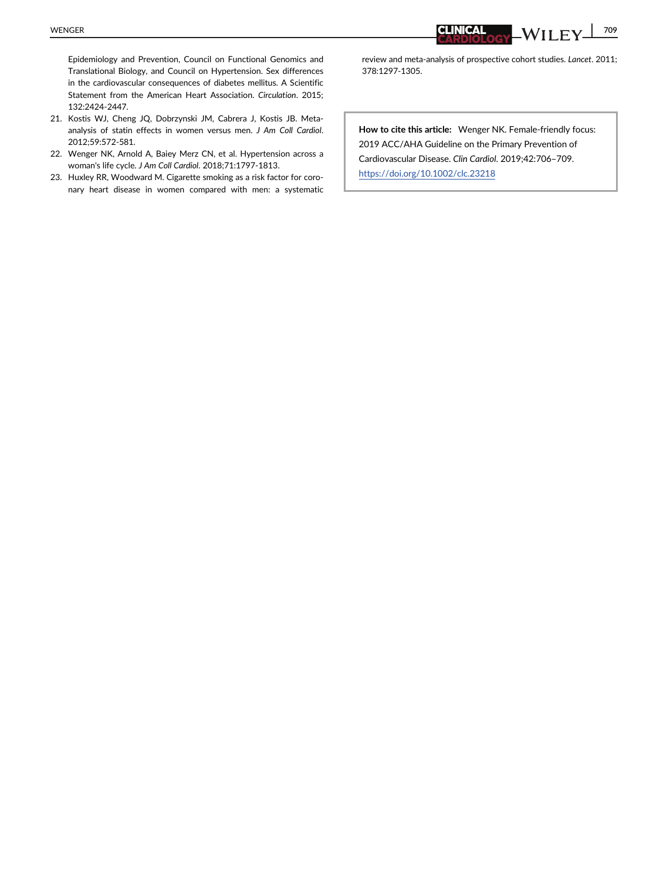Epidemiology and Prevention, Council on Functional Genomics and Translational Biology, and Council on Hypertension. Sex differences in the cardiovascular consequences of diabetes mellitus. A Scientific Statement from the American Heart Association. *Circulation*. 2015; 132:2424-2447.

21. Kostis WJ, Cheng JQ, Dobrzynski JM, Cabrera J, Kostis JB. Meta-analysis of statin effects in women versus men. *J Am Coll Cardiol*. 2012;59:572-581.
22. Wenger NK, Arnold A, Baiey Merz CN, et al. Hypertension across a woman's life cycle. *J Am Coll Cardiol*. 2018;71:1797-1813.
23. Huxley RR, Woodward M. Cigarette smoking as a risk factor for coronary heart disease in women compared with men: a systematic review and meta-analysis of prospective cohort studies. *Lancet*. 2011; 378:1297-1305.

**How to cite this article:** Wenger NK. Female-friendly focus: 2019 ACC/AHA Guideline on the Primary Prevention of Cardiovascular Disease. *Clin Cardiol*. 2019;42:706–709. https://doi.org/10.1002/clc.23218